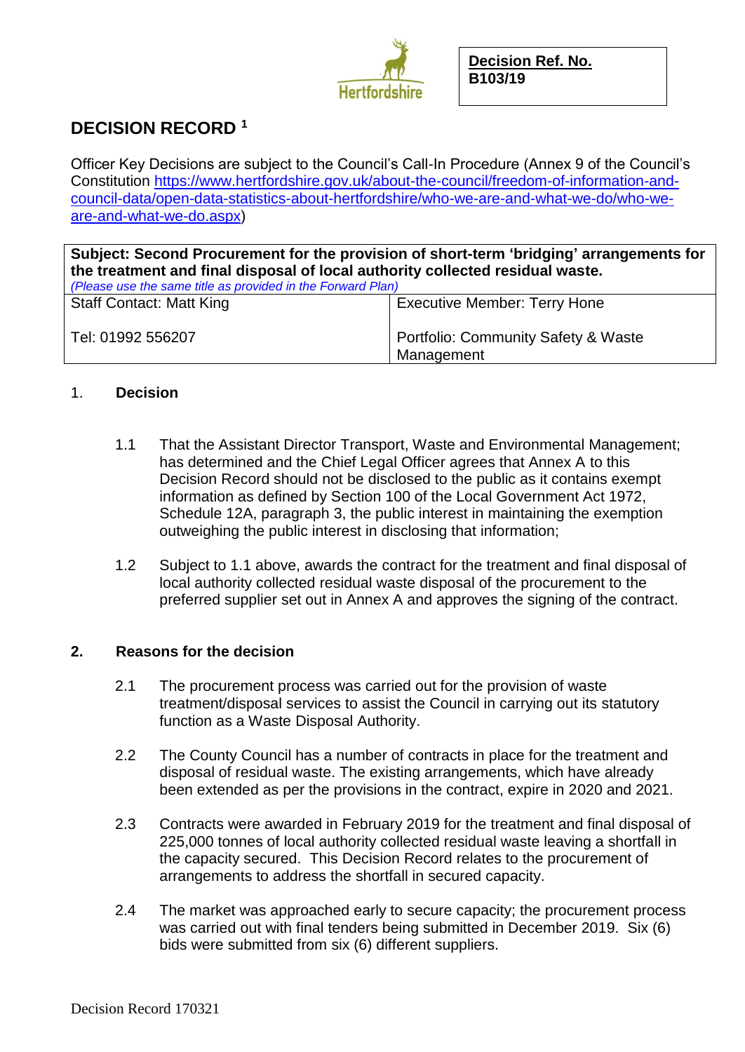Hertfordshire

| Decision Ref. No. |
| --- |
| B103/19 |

# DECISION RECORD [1]

Officer Key Decisions are subject to the Council's Call-In Procedure (Annex 9 of the Council's Constitution https://www.hertfordshire.gov.uk/about-the-council/freedom-of-information-and-council-data/open-data-statistics-about-hertfordshire/who-we-are-and-what-we-do/who-we-are-and-what-we-do.aspx)

| **Subject: Second Procurement for the provision of short-term 'bridging' arrangements for the treatment and final disposal of local authority collected residual waste.** *(Please use the same title as provided in the Forward Plan)* | |
| --- | --- |
| Staff Contact: Matt King | Executive Member: Terry Hone |
| Tel: 01992 556207 | Portfolio: Community Safety & Waste Management |

## 1. Decision

1.1 That the Assistant Director Transport, Waste and Environmental Management; has determined and the Chief Legal Officer agrees that Annex A to this Decision Record should not be disclosed to the public as it contains exempt information as defined by Section 100 of the Local Government Act 1972, Schedule 12A, paragraph 3, the public interest in maintaining the exemption outweighing the public interest in disclosing that information;

1.2 Subject to 1.1 above, awards the contract for the treatment and final disposal of local authority collected residual waste disposal of the procurement to the preferred supplier set out in Annex A and approves the signing of the contract.

## 2. Reasons for the decision

2.1 The procurement process was carried out for the provision of waste treatment/disposal services to assist the Council in carrying out its statutory function as a Waste Disposal Authority.

2.2 The County Council has a number of contracts in place for the treatment and disposal of residual waste. The existing arrangements, which have already been extended as per the provisions in the contract, expire in 2020 and 2021.

2.3 Contracts were awarded in February 2019 for the treatment and final disposal of 225,000 tonnes of local authority collected residual waste leaving a shortfall in the capacity secured. This Decision Record relates to the procurement of arrangements to address the shortfall in secured capacity.

2.4 The market was approached early to secure capacity; the procurement process was carried out with final tenders being submitted in December 2019. Six (6) bids were submitted from six (6) different suppliers.

Decision Record 170321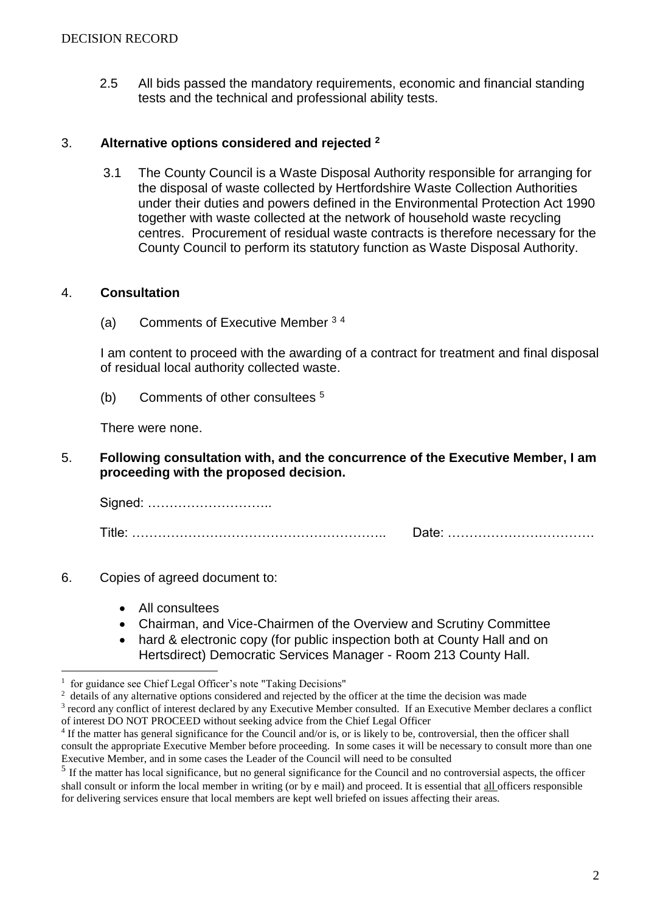DECISION RECORD

2.5 All bids passed the mandatory requirements, economic and financial standing tests and the technical and professional ability tests.

3. **Alternative options considered and rejected [2]**

3.1 The County Council is a Waste Disposal Authority responsible for arranging for the disposal of waste collected by Hertfordshire Waste Collection Authorities under their duties and powers defined in the Environmental Protection Act 1990 together with waste collected at the network of household waste recycling centres. Procurement of residual waste contracts is therefore necessary for the County Council to perform its statutory function as Waste Disposal Authority.

4. **Consultation**

(a) Comments of Executive Member [3] [4]

I am content to proceed with the awarding of a contract for treatment and final disposal of residual local authority collected waste.

(b) Comments of other consultees [5]

There were none.

5. **Following consultation with, and the concurrence of the Executive Member, I am proceeding with the proposed decision.**

Signed: ………………………..

Title: ………………………………………………….. Date: …………………………….

6. Copies of agreed document to:

- All consultees
- Chairman, and Vice-Chairmen of the Overview and Scrutiny Committee
- hard & electronic copy (for public inspection both at County Hall and on Hertsdirect) Democratic Services Manager - Room 213 County Hall.

---

[1] for guidance see Chief Legal Officer's note "Taking Decisions"

[2] details of any alternative options considered and rejected by the officer at the time the decision was made

[3] record any conflict of interest declared by any Executive Member consulted. If an Executive Member declares a conflict of interest DO NOT PROCEED without seeking advice from the Chief Legal Officer

[4] If the matter has general significance for the Council and/or is, or is likely to be, controversial, then the officer shall consult the appropriate Executive Member before proceeding. In some cases it will be necessary to consult more than one Executive Member, and in some cases the Leader of the Council will need to be consulted

[5] If the matter has local significance, but no general significance for the Council and no controversial aspects, the officer shall consult or inform the local member in writing (or by e mail) and proceed. It is essential that all officers responsible for delivering services ensure that local members are kept well briefed on issues affecting their areas.